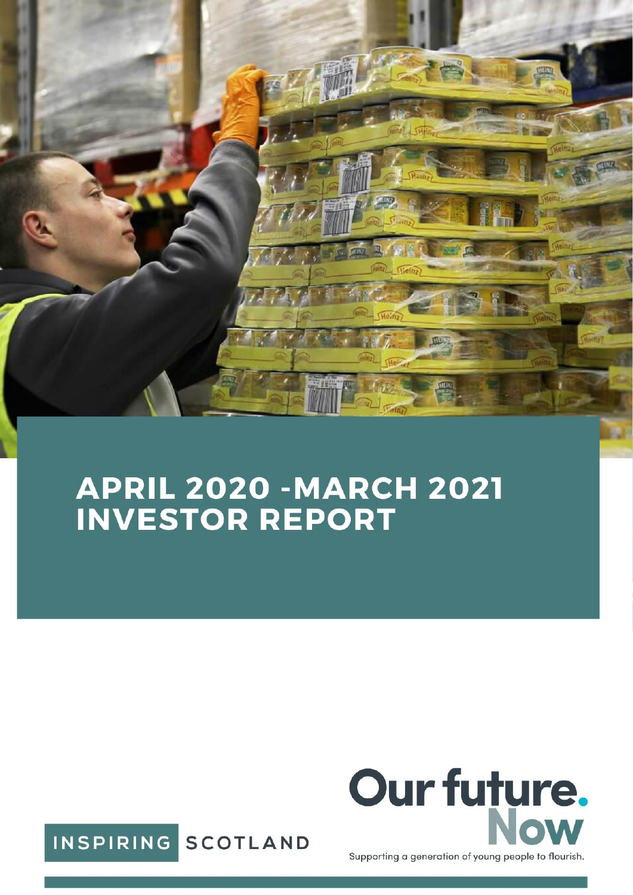# APRIL 2020 -MARCH 2021 INVESTOR REPORT

Our future. Now

Supporting a generation of young people to flourish.

INSPIRING SCOTLAND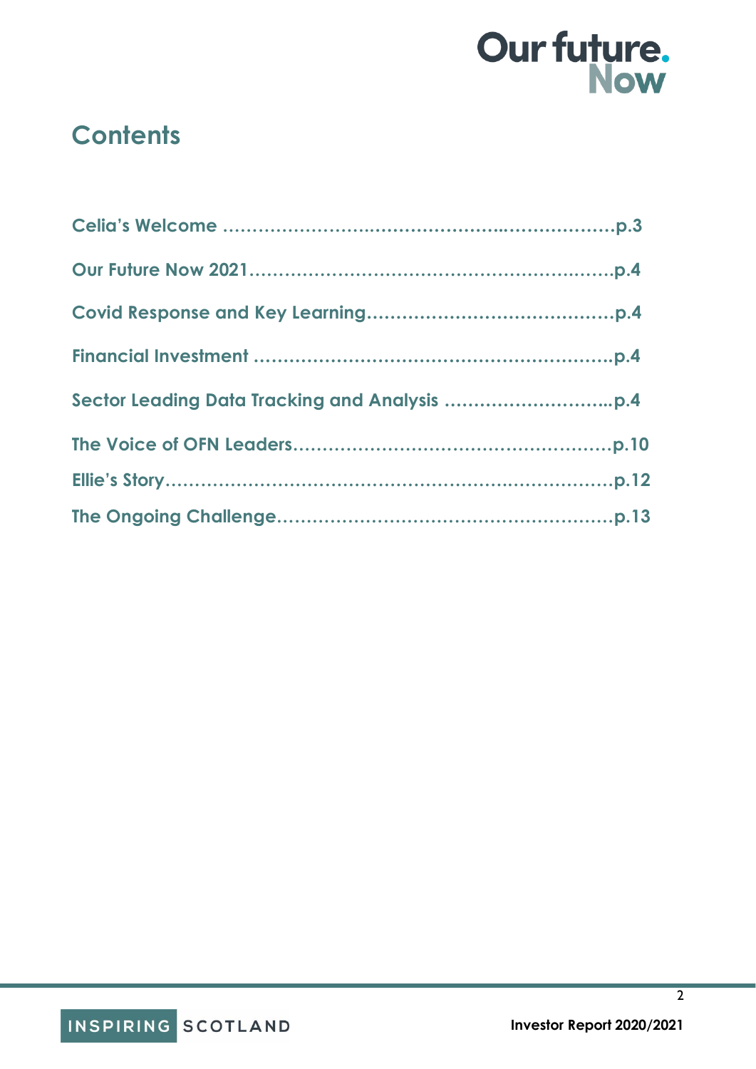# Contents

**Celia's Welcome ……………………..……………………..………………p.3**

**Our Future Now 2021……………………………………………...……p.4**

**Covid Response and Key Learning……………………………………p.4**

**Financial Investment ……………………………………………………p.4**

**Sector Leading Data Tracking and Analysis ………………………..p.4**

**The Voice of OFN Leaders………………………………………………p.10**

**Ellie's Story…………………………………………………………………p.12**

**The Ongoing Challenge…………………………………………………p.13**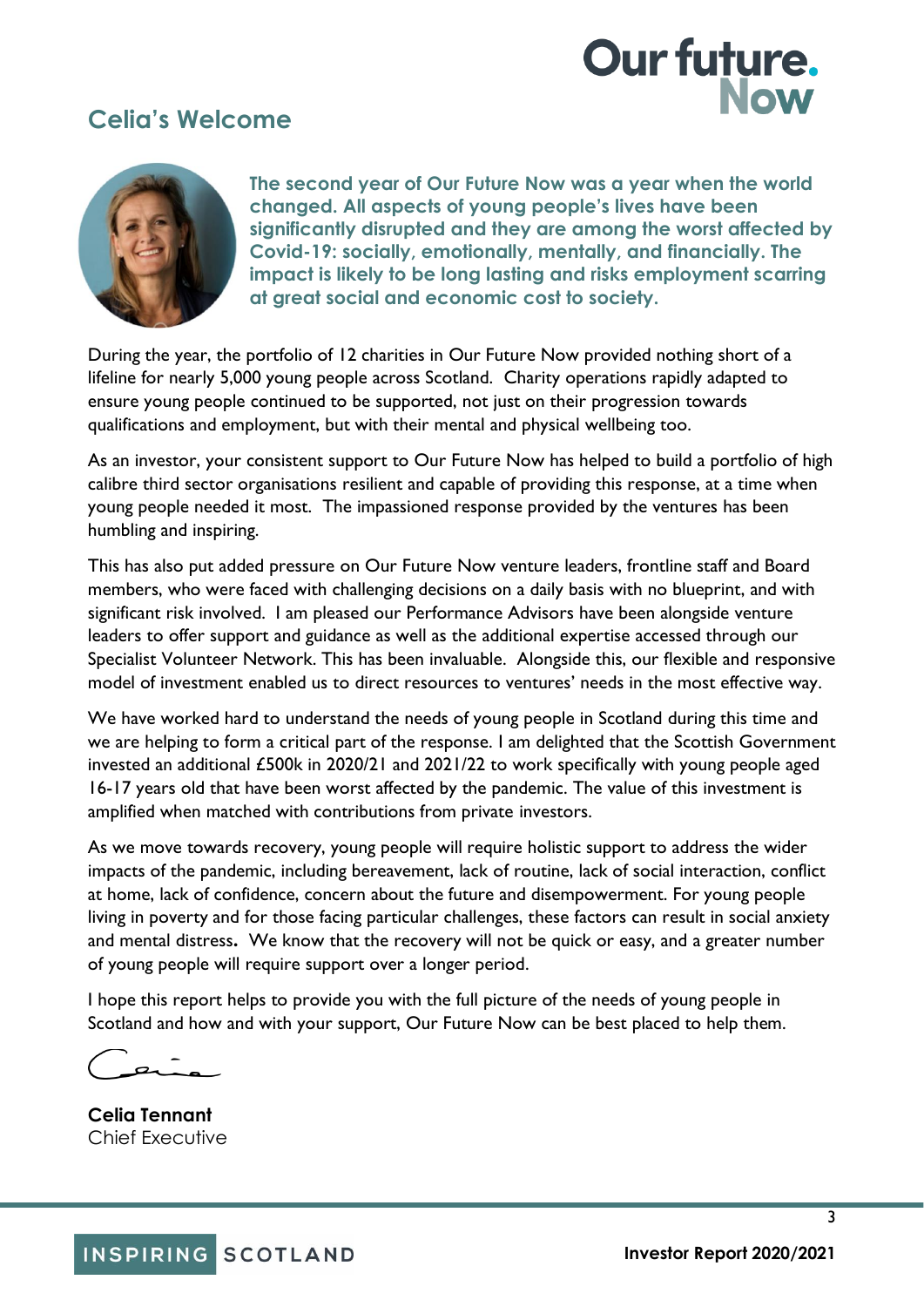## Celia's Welcome

**The second year of Our Future Now was a year when the world changed. All aspects of young people's lives have been significantly disrupted and they are among the worst affected by Covid-19: socially, emotionally, mentally, and financially. The impact is likely to be long lasting and risks employment scarring at great social and economic cost to society.**

During the year, the portfolio of 12 charities in Our Future Now provided nothing short of a lifeline for nearly 5,000 young people across Scotland. Charity operations rapidly adapted to ensure young people continued to be supported, not just on their progression towards qualifications and employment, but with their mental and physical wellbeing too.

As an investor, your consistent support to Our Future Now has helped to build a portfolio of high calibre third sector organisations resilient and capable of providing this response, at a time when young people needed it most. The impassioned response provided by the ventures has been humbling and inspiring.

This has also put added pressure on Our Future Now venture leaders, frontline staff and Board members, who were faced with challenging decisions on a daily basis with no blueprint, and with significant risk involved. I am pleased our Performance Advisors have been alongside venture leaders to offer support and guidance as well as the additional expertise accessed through our Specialist Volunteer Network. This has been invaluable. Alongside this, our flexible and responsive model of investment enabled us to direct resources to ventures' needs in the most effective way.

We have worked hard to understand the needs of young people in Scotland during this time and we are helping to form a critical part of the response. I am delighted that the Scottish Government invested an additional £500k in 2020/21 and 2021/22 to work specifically with young people aged 16-17 years old that have been worst affected by the pandemic. The value of this investment is amplified when matched with contributions from private investors.

As we move towards recovery, young people will require holistic support to address the wider impacts of the pandemic, including bereavement, lack of routine, lack of social interaction, conflict at home, lack of confidence, concern about the future and disempowerment. For young people living in poverty and for those facing particular challenges, these factors can result in social anxiety and mental distress. We know that the recovery will not be quick or easy, and a greater number of young people will require support over a longer period.

I hope this report helps to provide you with the full picture of the needs of young people in Scotland and how and with your support, Our Future Now can be best placed to help them.

**Celia Tennant**
Chief Executive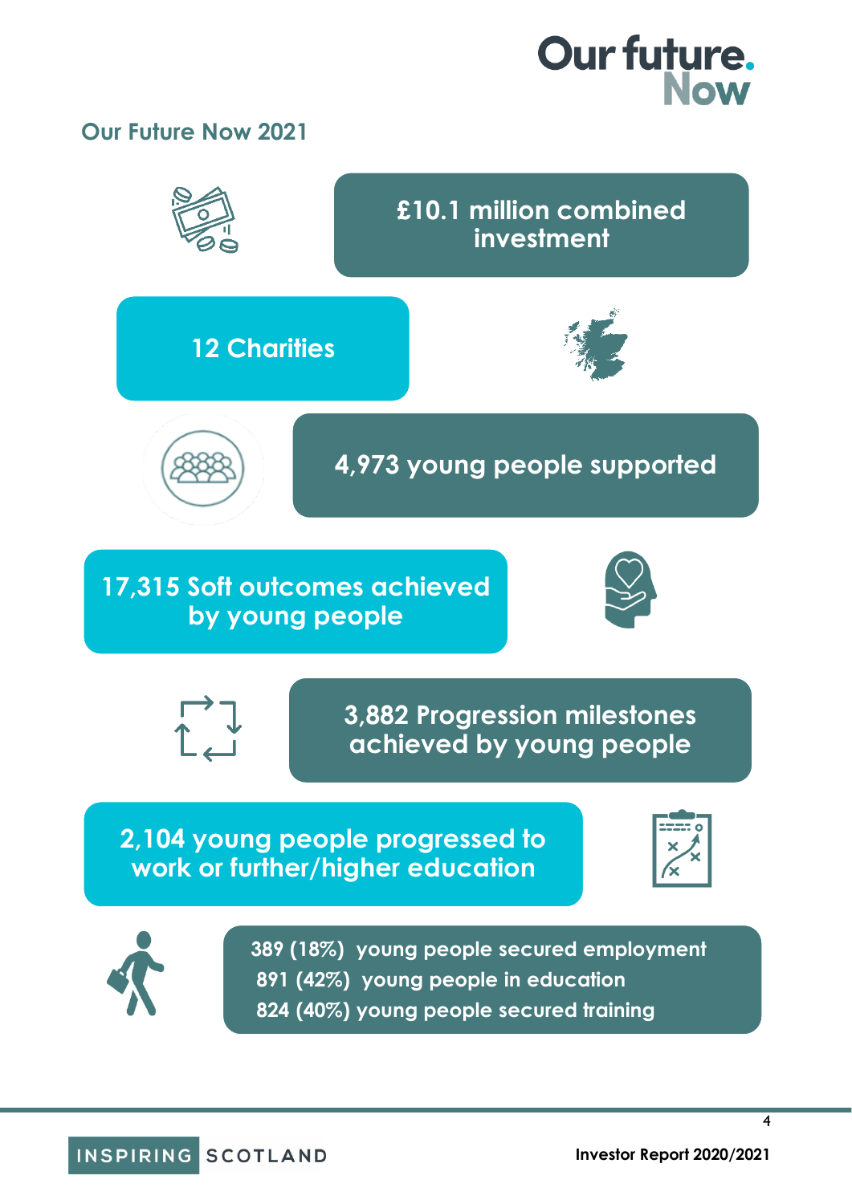# Our future. Now

## Our Future Now 2021

**£10.1 million combined investment**

**12 Charities**

**4,973 young people supported**

**17,315 Soft outcomes achieved by young people**

**3,882 Progression milestones achieved by young people**

**2,104 young people progressed to work or further/higher education**

- 389 (18%) young people secured employment
- 891 (42%) young people in education
- 824 (40%) young people secured training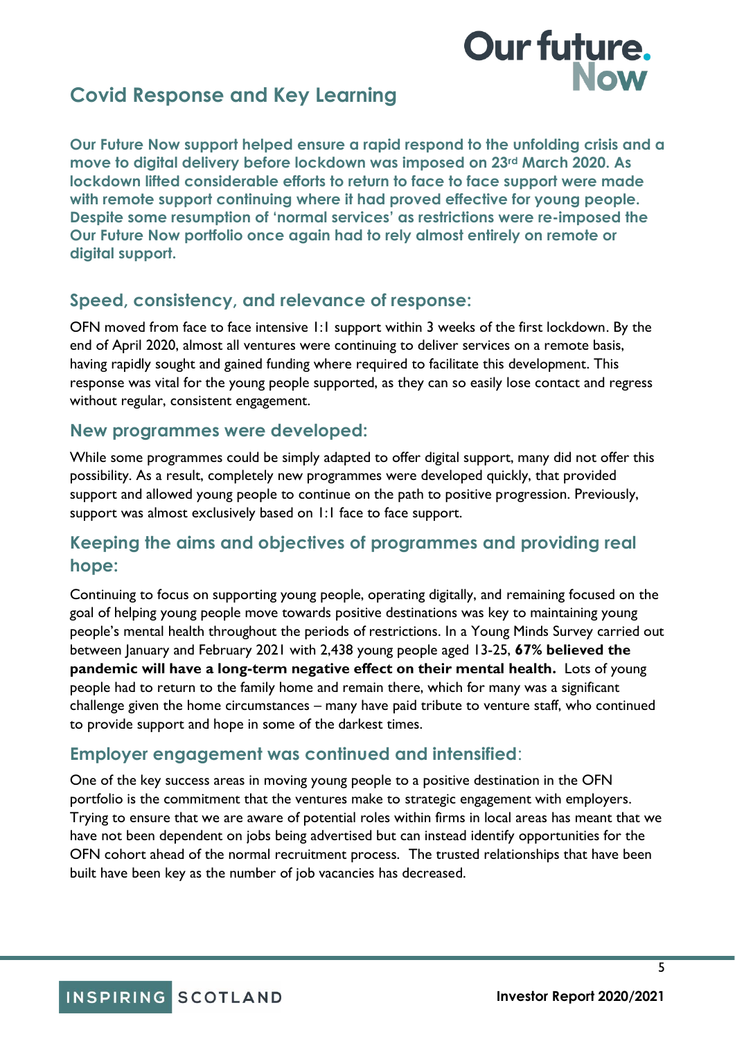# Covid Response and Key Learning

**Our Future Now support helped ensure a rapid respond to the unfolding crisis and a move to digital delivery before lockdown was imposed on 23rd March 2020. As lockdown lifted considerable efforts to return to face to face support were made with remote support continuing where it had proved effective for young people. Despite some resumption of 'normal services' as restrictions were re-imposed the Our Future Now portfolio once again had to rely almost entirely on remote or digital support.**

## Speed, consistency, and relevance of response:

OFN moved from face to face intensive 1:1 support within 3 weeks of the first lockdown. By the end of April 2020, almost all ventures were continuing to deliver services on a remote basis, having rapidly sought and gained funding where required to facilitate this development. This response was vital for the young people supported, as they can so easily lose contact and regress without regular, consistent engagement.

## New programmes were developed:

While some programmes could be simply adapted to offer digital support, many did not offer this possibility. As a result, completely new programmes were developed quickly, that provided support and allowed young people to continue on the path to positive progression. Previously, support was almost exclusively based on 1:1 face to face support.

## Keeping the aims and objectives of programmes and providing real hope:

Continuing to focus on supporting young people, operating digitally, and remaining focused on the goal of helping young people move towards positive destinations was key to maintaining young people's mental health throughout the periods of restrictions. In a Young Minds Survey carried out between January and February 2021 with 2,438 young people aged 13-25, **67% believed the pandemic will have a long-term negative effect on their mental health.** Lots of young people had to return to the family home and remain there, which for many was a significant challenge given the home circumstances – many have paid tribute to venture staff, who continued to provide support and hope in some of the darkest times.

## Employer engagement was continued and intensified:

One of the key success areas in moving young people to a positive destination in the OFN portfolio is the commitment that the ventures make to strategic engagement with employers. Trying to ensure that we are aware of potential roles within firms in local areas has meant that we have not been dependent on jobs being advertised but can instead identify opportunities for the OFN cohort ahead of the normal recruitment process. The trusted relationships that have been built have been key as the number of job vacancies has decreased.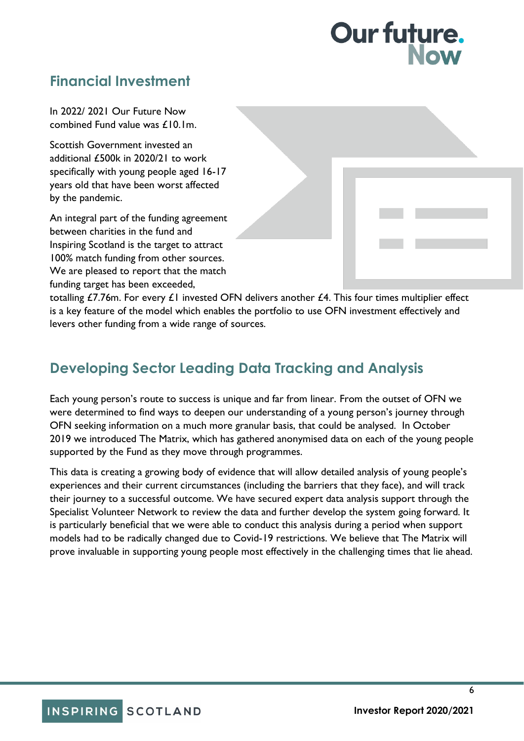## Financial Investment

In 2022/ 2021 Our Future Now combined Fund value was £10.1m.

Scottish Government invested an additional £500k in 2020/21 to work specifically with young people aged 16-17 years old that have been worst affected by the pandemic.

An integral part of the funding agreement between charities in the fund and Inspiring Scotland is the target to attract 100% match funding from other sources. We are pleased to report that the match funding target has been exceeded, totalling £7.76m. For every £1 invested OFN delivers another £4. This four times multiplier effect is a key feature of the model which enables the portfolio to use OFN investment effectively and levers other funding from a wide range of sources.

## Developing Sector Leading Data Tracking and Analysis

Each young person's route to success is unique and far from linear. From the outset of OFN we were determined to find ways to deepen our understanding of a young person's journey through OFN seeking information on a much more granular basis, that could be analysed. In October 2019 we introduced The Matrix, which has gathered anonymised data on each of the young people supported by the Fund as they move through programmes.

This data is creating a growing body of evidence that will allow detailed analysis of young people's experiences and their current circumstances (including the barriers that they face), and will track their journey to a successful outcome. We have secured expert data analysis support through the Specialist Volunteer Network to review the data and further develop the system going forward. It is particularly beneficial that we were able to conduct this analysis during a period when support models had to be radically changed due to Covid-19 restrictions. We believe that The Matrix will prove invaluable in supporting young people most effectively in the challenging times that lie ahead.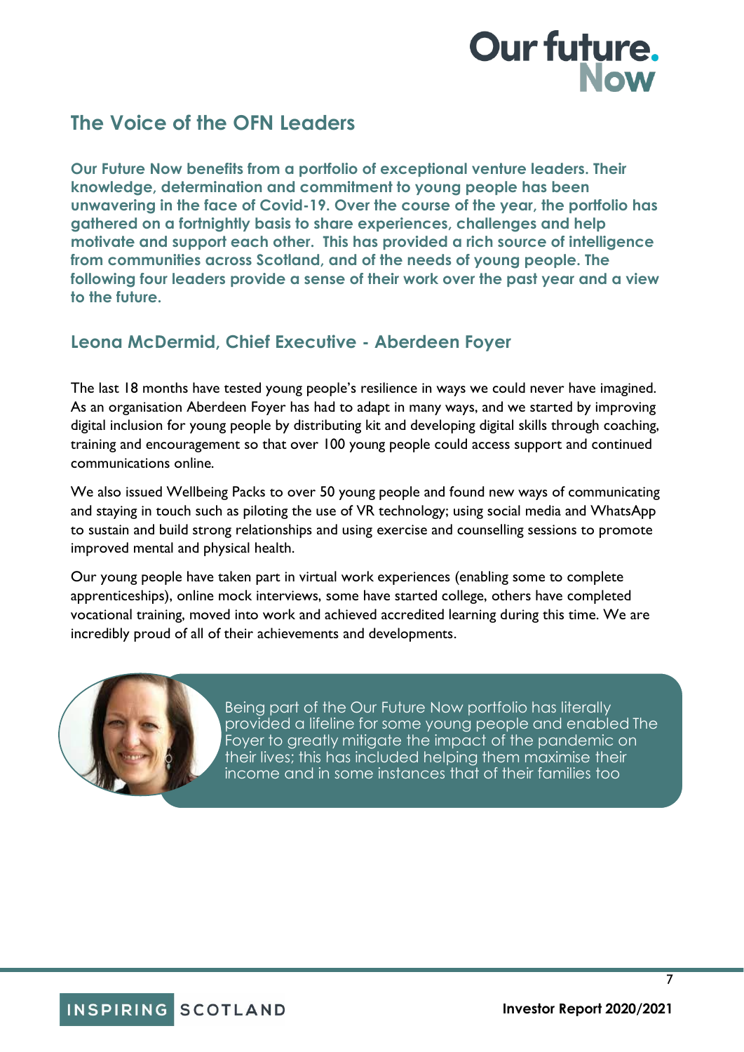## The Voice of the OFN Leaders

**Our Future Now benefits from a portfolio of exceptional venture leaders. Their knowledge, determination and commitment to young people has been unwavering in the face of Covid-19. Over the course of the year, the portfolio has gathered on a fortnightly basis to share experiences, challenges and help motivate and support each other. This has provided a rich source of intelligence from communities across Scotland, and of the needs of young people. The following four leaders provide a sense of their work over the past year and a view to the future.**

### Leona McDermid, Chief Executive - Aberdeen Foyer

The last 18 months have tested young people's resilience in ways we could never have imagined. As an organisation Aberdeen Foyer has had to adapt in many ways, and we started by improving digital inclusion for young people by distributing kit and developing digital skills through coaching, training and encouragement so that over 100 young people could access support and continued communications online.

We also issued Wellbeing Packs to over 50 young people and found new ways of communicating and staying in touch such as piloting the use of VR technology; using social media and WhatsApp to sustain and build strong relationships and using exercise and counselling sessions to promote improved mental and physical health.

Our young people have taken part in virtual work experiences (enabling some to complete apprenticeships), online mock interviews, some have started college, others have completed vocational training, moved into work and achieved accredited learning during this time. We are incredibly proud of all of their achievements and developments.

> Being part of the Our Future Now portfolio has literally provided a lifeline for some young people and enabled The Foyer to greatly mitigate the impact of the pandemic on their lives; this has included helping them maximise their income and in some instances that of their families too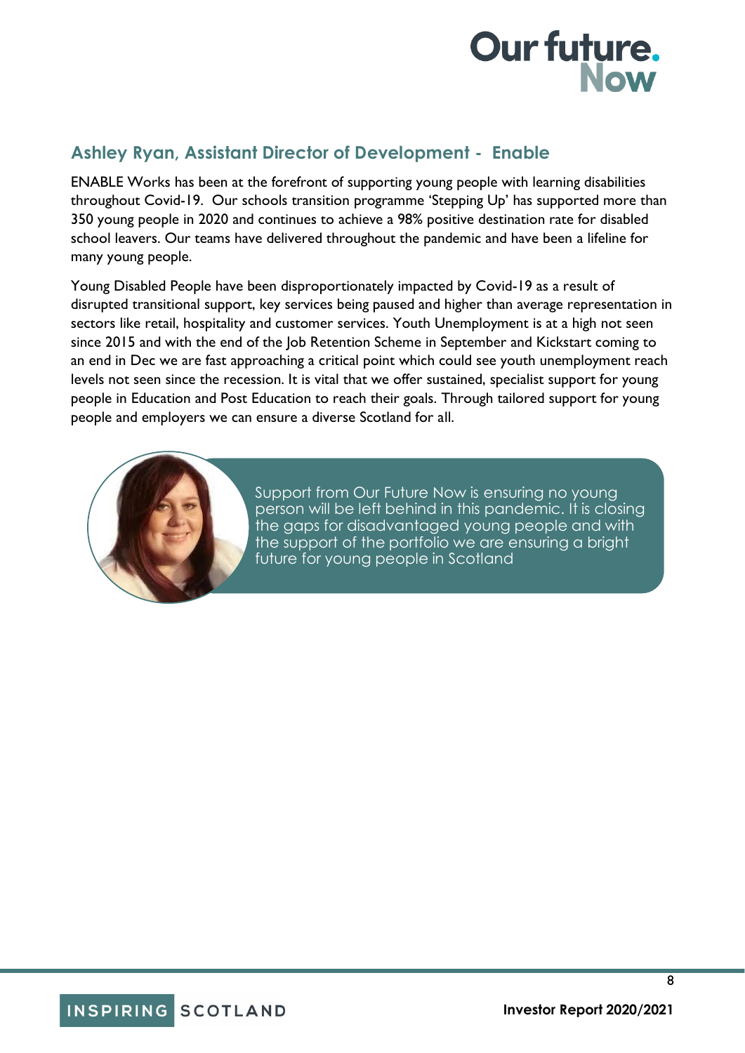## Ashley Ryan, Assistant Director of Development - Enable

ENABLE Works has been at the forefront of supporting young people with learning disabilities throughout Covid-19. Our schools transition programme 'Stepping Up' has supported more than 350 young people in 2020 and continues to achieve a 98% positive destination rate for disabled school leavers. Our teams have delivered throughout the pandemic and have been a lifeline for many young people.

Young Disabled People have been disproportionately impacted by Covid-19 as a result of disrupted transitional support, key services being paused and higher than average representation in sectors like retail, hospitality and customer services. Youth Unemployment is at a high not seen since 2015 and with the end of the Job Retention Scheme in September and Kickstart coming to an end in Dec we are fast approaching a critical point which could see youth unemployment reach levels not seen since the recession. It is vital that we offer sustained, specialist support for young people in Education and Post Education to reach their goals. Through tailored support for young people and employers we can ensure a diverse Scotland for all.

> Support from Our Future Now is ensuring no young person will be left behind in this pandemic. It is closing the gaps for disadvantaged young people and with the support of the portfolio we are ensuring a bright future for young people in Scotland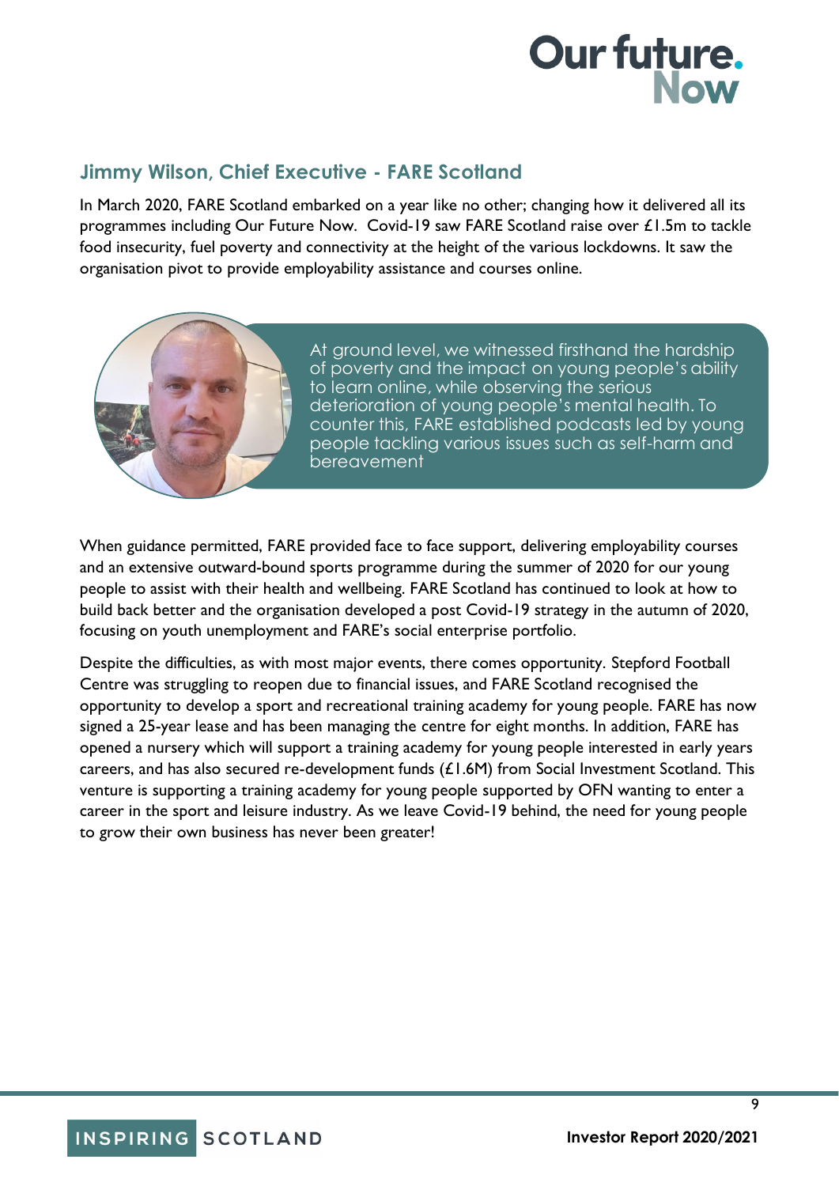## Jimmy Wilson, Chief Executive - FARE Scotland

In March 2020, FARE Scotland embarked on a year like no other; changing how it delivered all its programmes including Our Future Now. Covid-19 saw FARE Scotland raise over £1.5m to tackle food insecurity, fuel poverty and connectivity at the height of the various lockdowns. It saw the organisation pivot to provide employability assistance and courses online.

> At ground level, we witnessed firsthand the hardship of poverty and the impact on young people's ability to learn online, while observing the serious deterioration of young people's mental health. To counter this, FARE established podcasts led by young people tackling various issues such as self-harm and bereavement

When guidance permitted, FARE provided face to face support, delivering employability courses and an extensive outward-bound sports programme during the summer of 2020 for our young people to assist with their health and wellbeing. FARE Scotland has continued to look at how to build back better and the organisation developed a post Covid-19 strategy in the autumn of 2020, focusing on youth unemployment and FARE's social enterprise portfolio.

Despite the difficulties, as with most major events, there comes opportunity. Stepford Football Centre was struggling to reopen due to financial issues, and FARE Scotland recognised the opportunity to develop a sport and recreational training academy for young people. FARE has now signed a 25-year lease and has been managing the centre for eight months. In addition, FARE has opened a nursery which will support a training academy for young people interested in early years careers, and has also secured re-development funds (£1.6M) from Social Investment Scotland. This venture is supporting a training academy for young people supported by OFN wanting to enter a career in the sport and leisure industry. As we leave Covid-19 behind, the need for young people to grow their own business has never been greater!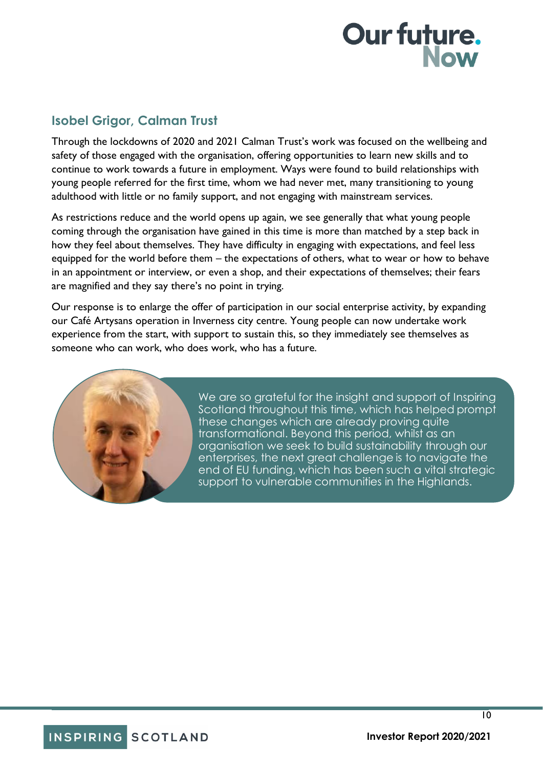## Isobel Grigor, Calman Trust

Through the lockdowns of 2020 and 2021 Calman Trust's work was focused on the wellbeing and safety of those engaged with the organisation, offering opportunities to learn new skills and to continue to work towards a future in employment. Ways were found to build relationships with young people referred for the first time, whom we had never met, many transitioning to young adulthood with little or no family support, and not engaging with mainstream services.

As restrictions reduce and the world opens up again, we see generally that what young people coming through the organisation have gained in this time is more than matched by a step back in how they feel about themselves. They have difficulty in engaging with expectations, and feel less equipped for the world before them – the expectations of others, what to wear or how to behave in an appointment or interview, or even a shop, and their expectations of themselves; their fears are magnified and they say there's no point in trying.

Our response is to enlarge the offer of participation in our social enterprise activity, by expanding our Café Artysans operation in Inverness city centre. Young people can now undertake work experience from the start, with support to sustain this, so they immediately see themselves as someone who can work, who does work, who has a future.

> We are so grateful for the insight and support of Inspiring Scotland throughout this time, which has helped prompt these changes which are already proving quite transformational. Beyond this period, whilst as an organisation we seek to build sustainability through our enterprises, the next great challenge is to navigate the end of EU funding, which has been such a vital strategic support to vulnerable communities in the Highlands.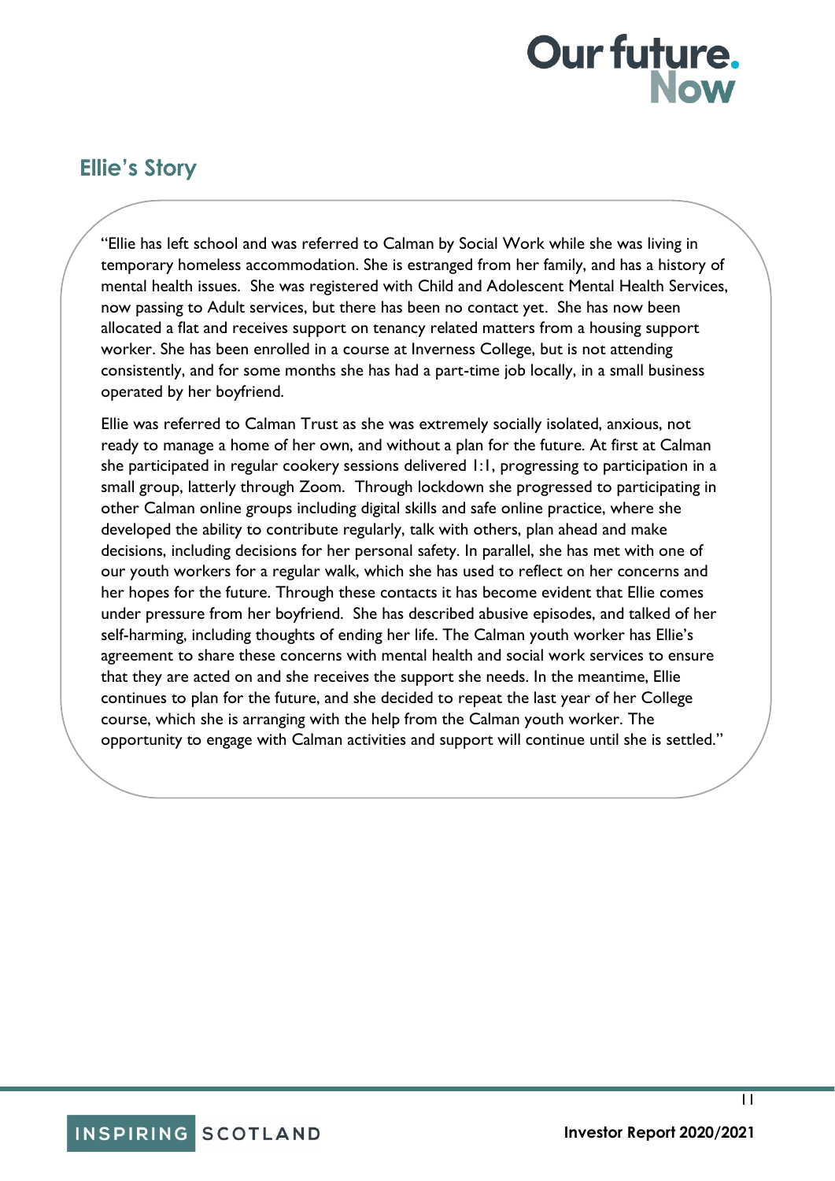## Ellie's Story

"Ellie has left school and was referred to Calman by Social Work while she was living in temporary homeless accommodation. She is estranged from her family, and has a history of mental health issues. She was registered with Child and Adolescent Mental Health Services, now passing to Adult services, but there has been no contact yet. She has now been allocated a flat and receives support on tenancy related matters from a housing support worker. She has been enrolled in a course at Inverness College, but is not attending consistently, and for some months she has had a part-time job locally, in a small business operated by her boyfriend.

Ellie was referred to Calman Trust as she was extremely socially isolated, anxious, not ready to manage a home of her own, and without a plan for the future. At first at Calman she participated in regular cookery sessions delivered 1:1, progressing to participation in a small group, latterly through Zoom. Through lockdown she progressed to participating in other Calman online groups including digital skills and safe online practice, where she developed the ability to contribute regularly, talk with others, plan ahead and make decisions, including decisions for her personal safety. In parallel, she has met with one of our youth workers for a regular walk, which she has used to reflect on her concerns and her hopes for the future. Through these contacts it has become evident that Ellie comes under pressure from her boyfriend. She has described abusive episodes, and talked of her self-harming, including thoughts of ending her life. The Calman youth worker has Ellie's agreement to share these concerns with mental health and social work services to ensure that they are acted on and she receives the support she needs. In the meantime, Ellie continues to plan for the future, and she decided to repeat the last year of her College course, which she is arranging with the help from the Calman youth worker. The opportunity to engage with Calman activities and support will continue until she is settled."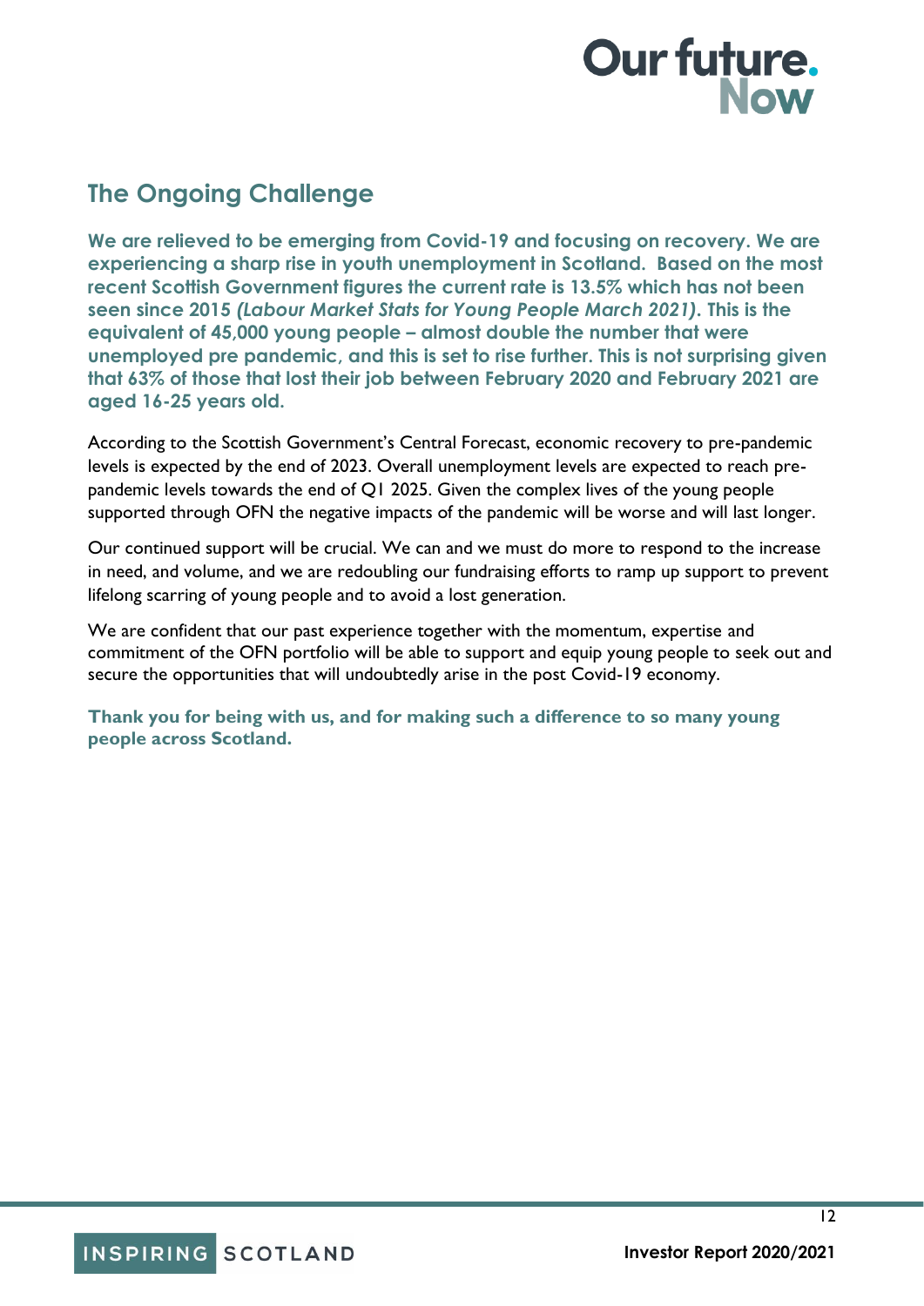## The Ongoing Challenge

**We are relieved to be emerging from Covid-19 and focusing on recovery. We are experiencing a sharp rise in youth unemployment in Scotland. Based on the most recent Scottish Government figures the current rate is 13.5% which has not been seen since 2015 *(Labour Market Stats for Young People March 2021)*. This is the equivalent of 45,000 young people – almost double the number that were unemployed pre pandemic, and this is set to rise further. This is not surprising given that 63% of those that lost their job between February 2020 and February 2021 are aged 16-25 years old.**

According to the Scottish Government's Central Forecast, economic recovery to pre-pandemic levels is expected by the end of 2023. Overall unemployment levels are expected to reach pre-pandemic levels towards the end of Q1 2025. Given the complex lives of the young people supported through OFN the negative impacts of the pandemic will be worse and will last longer.

Our continued support will be crucial. We can and we must do more to respond to the increase in need, and volume, and we are redoubling our fundraising efforts to ramp up support to prevent lifelong scarring of young people and to avoid a lost generation.

We are confident that our past experience together with the momentum, expertise and commitment of the OFN portfolio will be able to support and equip young people to seek out and secure the opportunities that will undoubtedly arise in the post Covid-19 economy.

**Thank you for being with us, and for making such a difference to so many young people across Scotland.**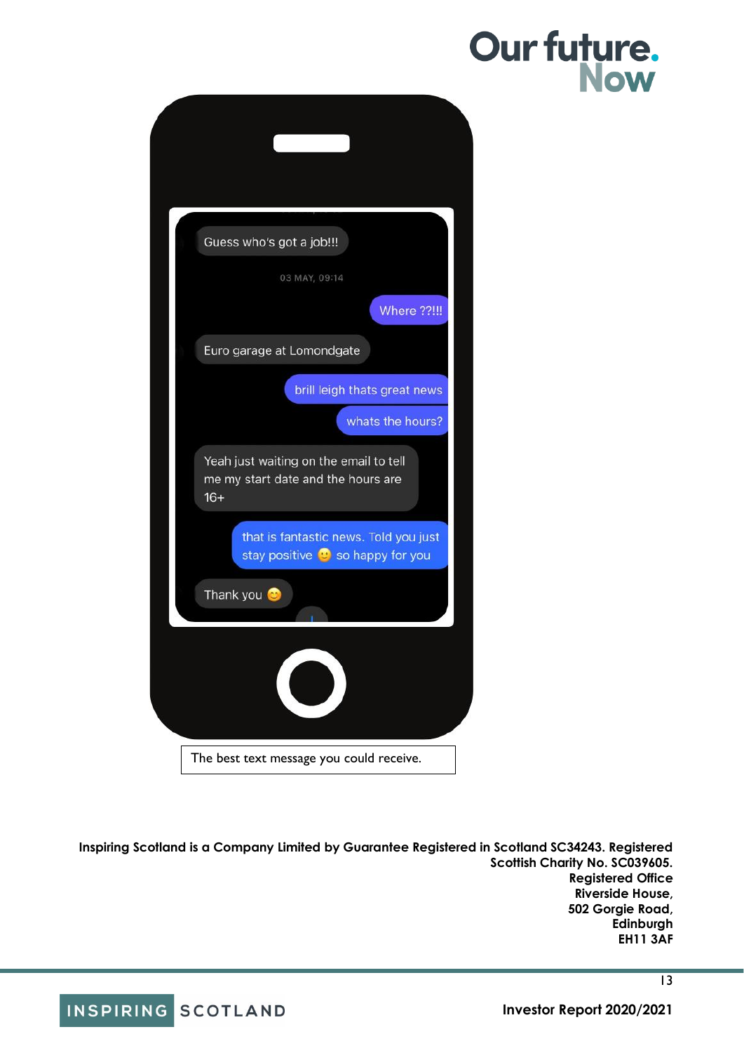Guess who's got a job!!!

03 MAY, 09:14

Where ??!!!

Euro garage at Lomondgate

brill leigh thats great news

whats the hours?

Yeah just waiting on the email to tell me my start date and the hours are 16+

that is fantastic news. Told you just stay positive 🙂 so happy for you

Thank you 😊

The best text message you could receive.

**Inspiring Scotland is a Company Limited by Guarantee Registered in Scotland SC34243. Registered Scottish Charity No. SC039605.**
**Registered Office**
**Riverside House,**
**502 Gorgie Road,**
**Edinburgh**
**EH11 3AF**